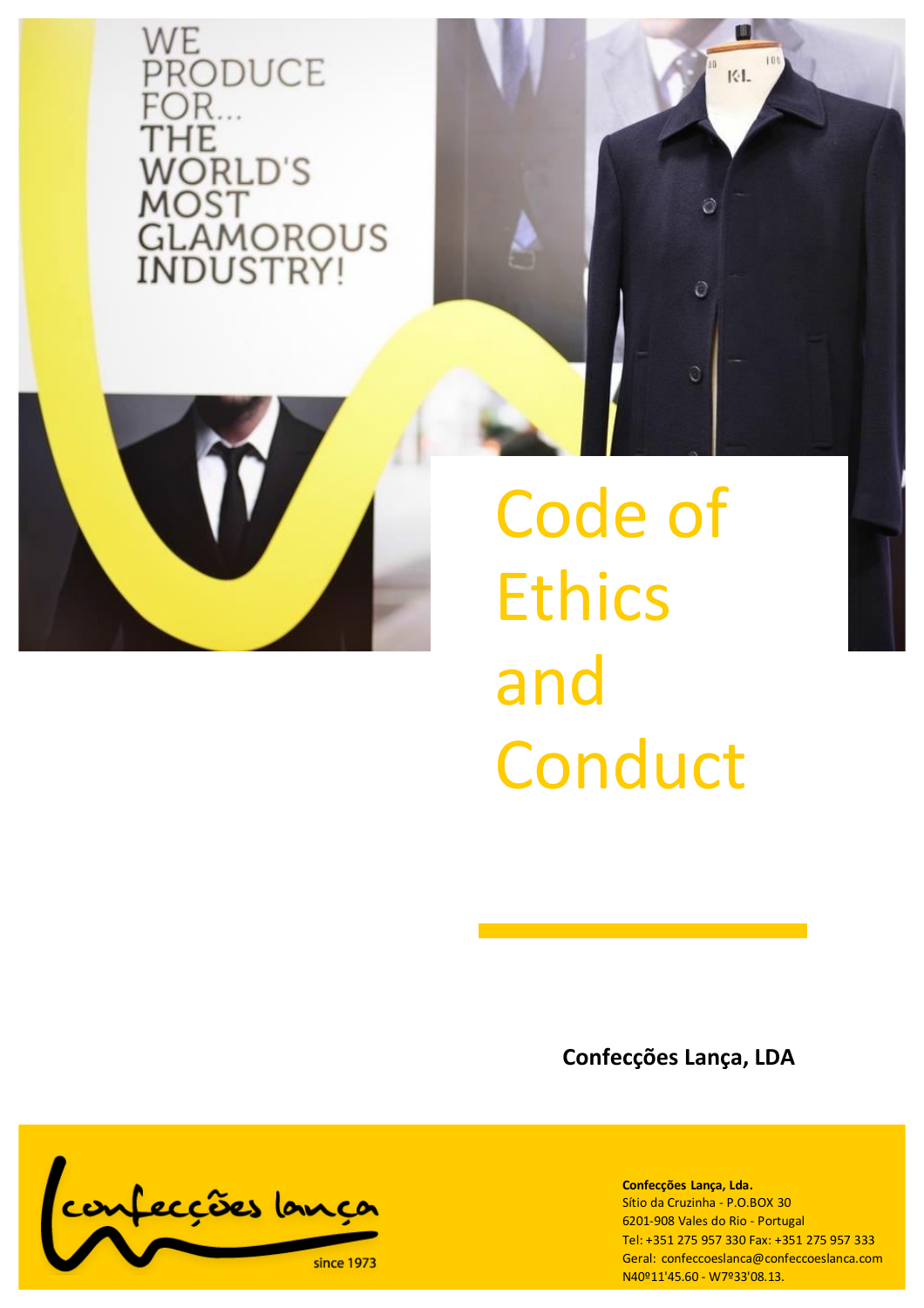WE PRODUCE FOR... THE WORLD'S MOST GLAMOROUS INDUSTRY!

# Code of Ethics and Conduct

**Confecções Lança, LDA**

**Confecções Lança, Lda.**
Sítio da Cruzinha - P.O.BOX 30
6201-908 Vales do Rio - Portugal
Tel: +351 275 957 330 Fax: +351 275 957 333
Geral: confeccoeslanca@confeccoeslanca.com
N40º11'45.60 - W7º33'08.13.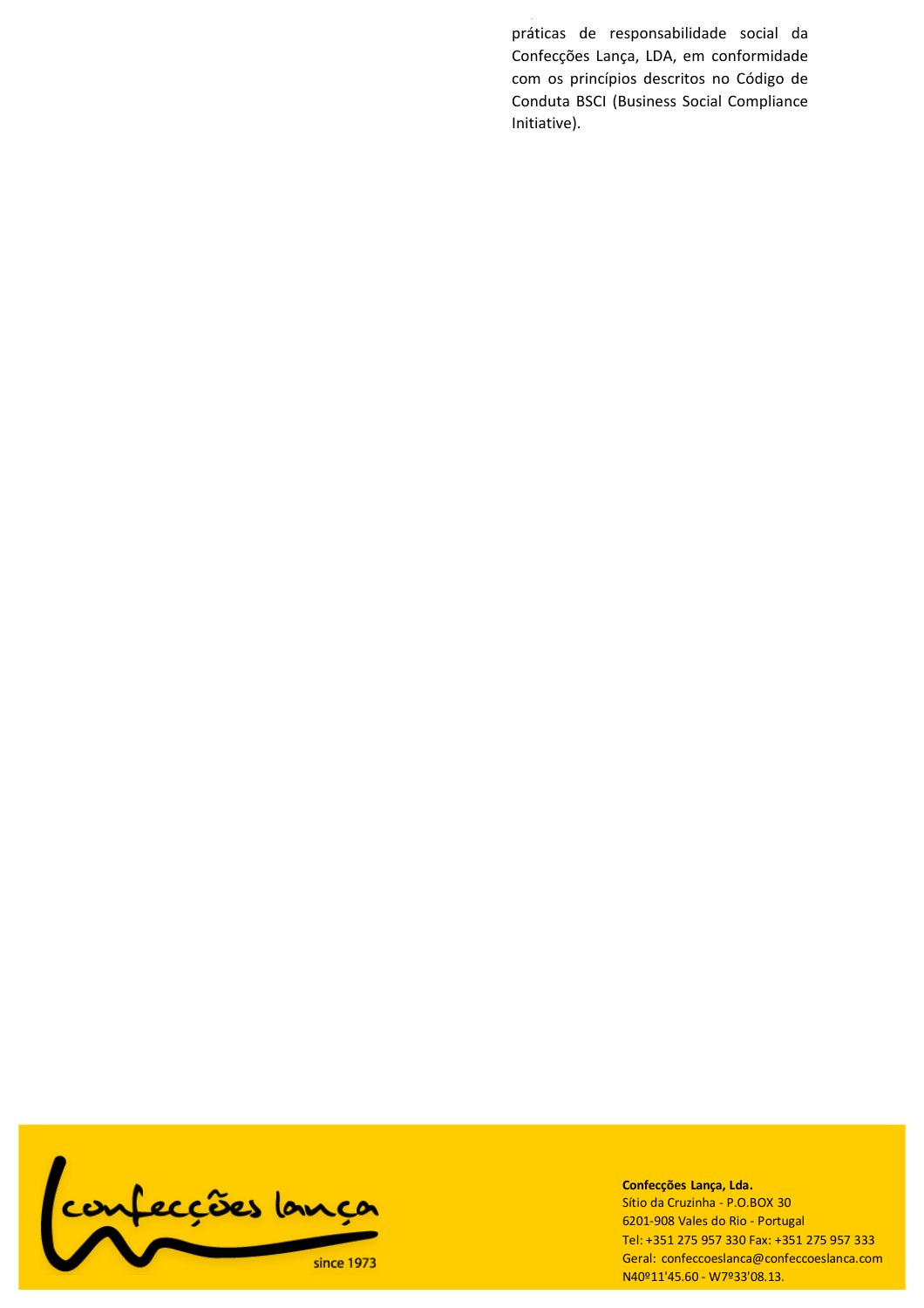práticas de responsabilidade social da Confecções Lança, LDA, em conformidade com os princípios descritos no Código de Conduta BSCI (Business Social Compliance Initiative).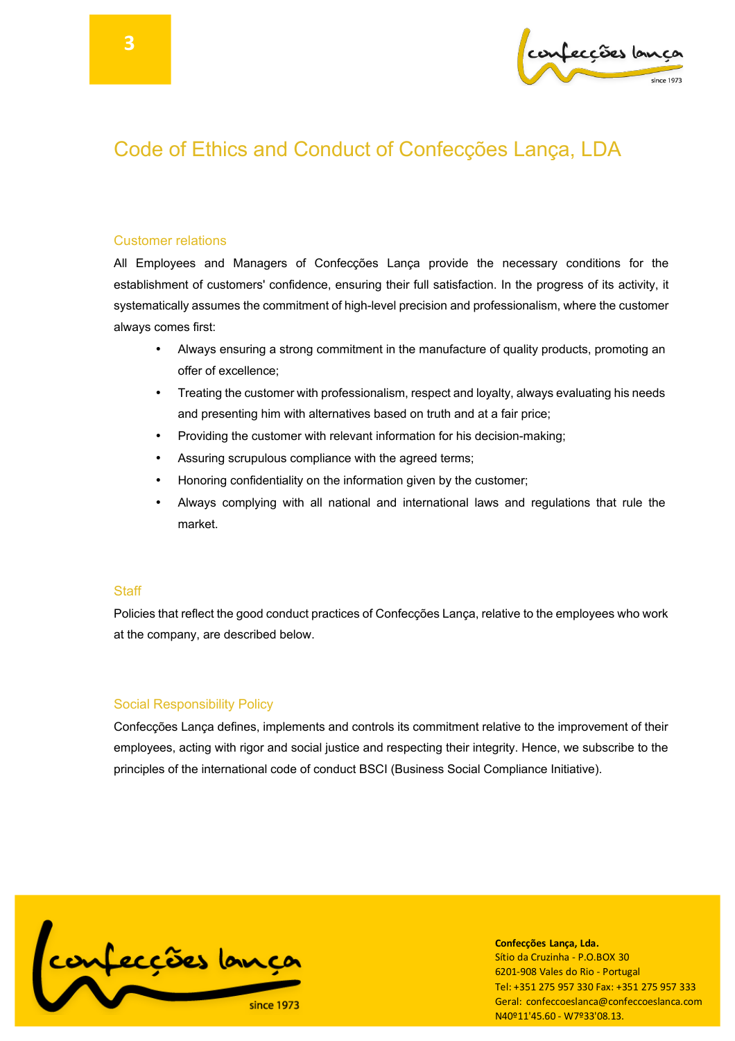# Code of Ethics and Conduct of Confecções Lança, LDA

## Customer relations

All Employees and Managers of Confecções Lança provide the necessary conditions for the establishment of customers' confidence, ensuring their full satisfaction. In the progress of its activity, it systematically assumes the commitment of high-level precision and professionalism, where the customer always comes first:

- Always ensuring a strong commitment in the manufacture of quality products, promoting an offer of excellence;
- Treating the customer with professionalism, respect and loyalty, always evaluating his needs and presenting him with alternatives based on truth and at a fair price;
- Providing the customer with relevant information for his decision-making;
- Assuring scrupulous compliance with the agreed terms;
- Honoring confidentiality on the information given by the customer;
- Always complying with all national and international laws and regulations that rule the market.

## Staff

Policies that reflect the good conduct practices of Confecções Lança, relative to the employees who work at the company, are described below.

## Social Responsibility Policy

Confecções Lança defines, implements and controls its commitment relative to the improvement of their employees, acting with rigor and social justice and respecting their integrity. Hence, we subscribe to the principles of the international code of conduct BSCI (Business Social Compliance Initiative).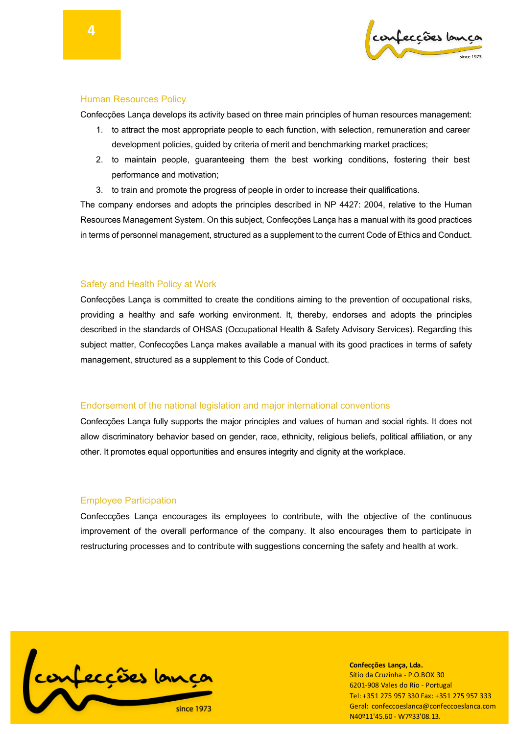## Human Resources Policy

Confecções Lança develops its activity based on three main principles of human resources management:

1. to attract the most appropriate people to each function, with selection, remuneration and career development policies, guided by criteria of merit and benchmarking market practices;
2. to maintain people, guaranteeing them the best working conditions, fostering their best performance and motivation;
3. to train and promote the progress of people in order to increase their qualifications.

The company endorses and adopts the principles described in NP 4427: 2004, relative to the Human Resources Management System. On this subject, Confecções Lança has a manual with its good practices in terms of personnel management, structured as a supplement to the current Code of Ethics and Conduct.

## Safety and Health Policy at Work

Confecções Lança is committed to create the conditions aiming to the prevention of occupational risks, providing a healthy and safe working environment. It, thereby, endorses and adopts the principles described in the standards of OHSAS (Occupational Health & Safety Advisory Services). Regarding this subject matter, Confeccções Lança makes available a manual with its good practices in terms of safety management, structured as a supplement to this Code of Conduct.

## Endorsement of the national legislation and major international conventions

Confecções Lança fully supports the major principles and values of human and social rights. It does not allow discriminatory behavior based on gender, race, ethnicity, religious beliefs, political affiliation, or any other. It promotes equal opportunities and ensures integrity and dignity at the workplace.

## Employee Participation

Confeccções Lança encourages its employees to contribute, with the objective of the continuous improvement of the overall performance of the company. It also encourages them to participate in restructuring processes and to contribute with suggestions concerning the safety and health at work.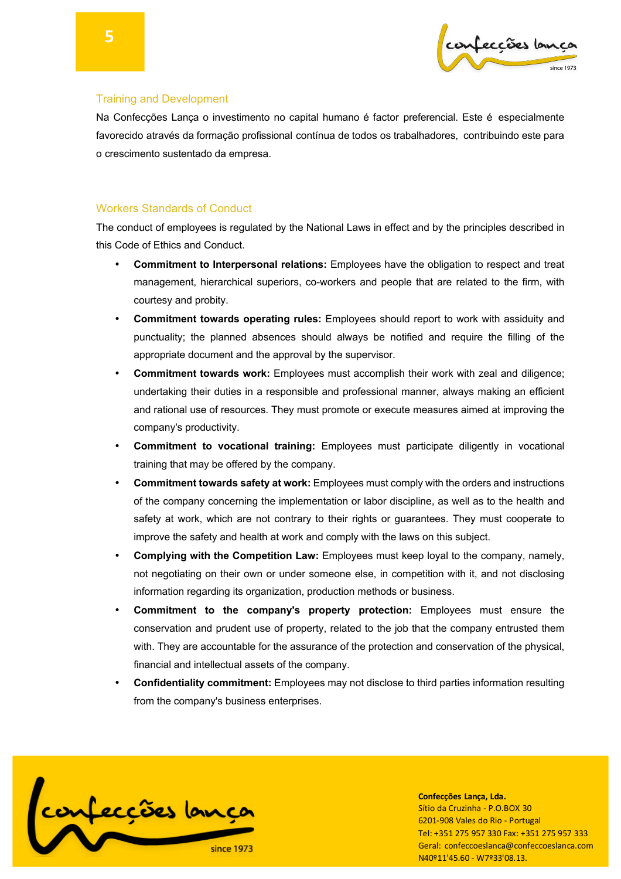## Training and Development

Na Confecções Lança o investimento no capital humano é factor preferencial. Este é especialmente favorecido através da formação profissional contínua de todos os trabalhadores, contribuindo este para o crescimento sustentado da empresa.

## Workers Standards of Conduct

The conduct of employees is regulated by the National Laws in effect and by the principles described in this Code of Ethics and Conduct.

- **Commitment to Interpersonal relations:** Employees have the obligation to respect and treat management, hierarchical superiors, co-workers and people that are related to the firm, with courtesy and probity.
- **Commitment towards operating rules:** Employees should report to work with assiduity and punctuality; the planned absences should always be notified and require the filling of the appropriate document and the approval by the supervisor.
- **Commitment towards work:** Employees must accomplish their work with zeal and diligence; undertaking their duties in a responsible and professional manner, always making an efficient and rational use of resources. They must promote or execute measures aimed at improving the company's productivity.
- **Commitment to vocational training:** Employees must participate diligently in vocational training that may be offered by the company.
- **Commitment towards safety at work:** Employees must comply with the orders and instructions of the company concerning the implementation or labor discipline, as well as to the health and safety at work, which are not contrary to their rights or guarantees. They must cooperate to improve the safety and health at work and comply with the laws on this subject.
- **Complying with the Competition Law:** Employees must keep loyal to the company, namely, not negotiating on their own or under someone else, in competition with it, and not disclosing information regarding its organization, production methods or business.
- **Commitment to the company's property protection:** Employees must ensure the conservation and prudent use of property, related to the job that the company entrusted them with. They are accountable for the assurance of the protection and conservation of the physical, financial and intellectual assets of the company.
- **Confidentiality commitment:** Employees may not disclose to third parties information resulting from the company's business enterprises.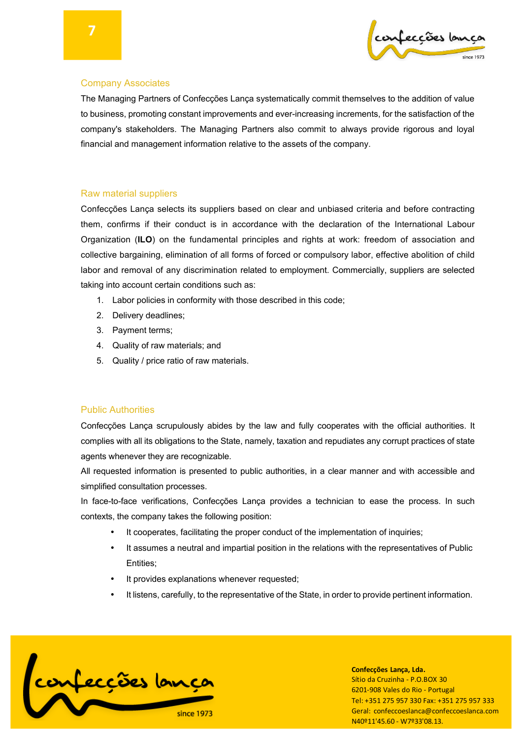## Company Associates

The Managing Partners of Confecções Lança systematically commit themselves to the addition of value to business, promoting constant improvements and ever-increasing increments, for the satisfaction of the company's stakeholders. The Managing Partners also commit to always provide rigorous and loyal financial and management information relative to the assets of the company.

## Raw material suppliers

Confecções Lança selects its suppliers based on clear and unbiased criteria and before contracting them, confirms if their conduct is in accordance with the declaration of the International Labour Organization (**ILO**) on the fundamental principles and rights at work: freedom of association and collective bargaining, elimination of all forms of forced or compulsory labor, effective abolition of child labor and removal of any discrimination related to employment. Commercially, suppliers are selected taking into account certain conditions such as:

1. Labor policies in conformity with those described in this code;
2. Delivery deadlines;
3. Payment terms;
4. Quality of raw materials; and
5. Quality / price ratio of raw materials.

## Public Authorities

Confecções Lança scrupulously abides by the law and fully cooperates with the official authorities. It complies with all its obligations to the State, namely, taxation and repudiates any corrupt practices of state agents whenever they are recognizable.

All requested information is presented to public authorities, in a clear manner and with accessible and simplified consultation processes.

In face-to-face verifications, Confecções Lança provides a technician to ease the process. In such contexts, the company takes the following position:

- It cooperates, facilitating the proper conduct of the implementation of inquiries;
- It assumes a neutral and impartial position in the relations with the representatives of Public Entities;
- It provides explanations whenever requested;
- It listens, carefully, to the representative of the State, in order to provide pertinent information.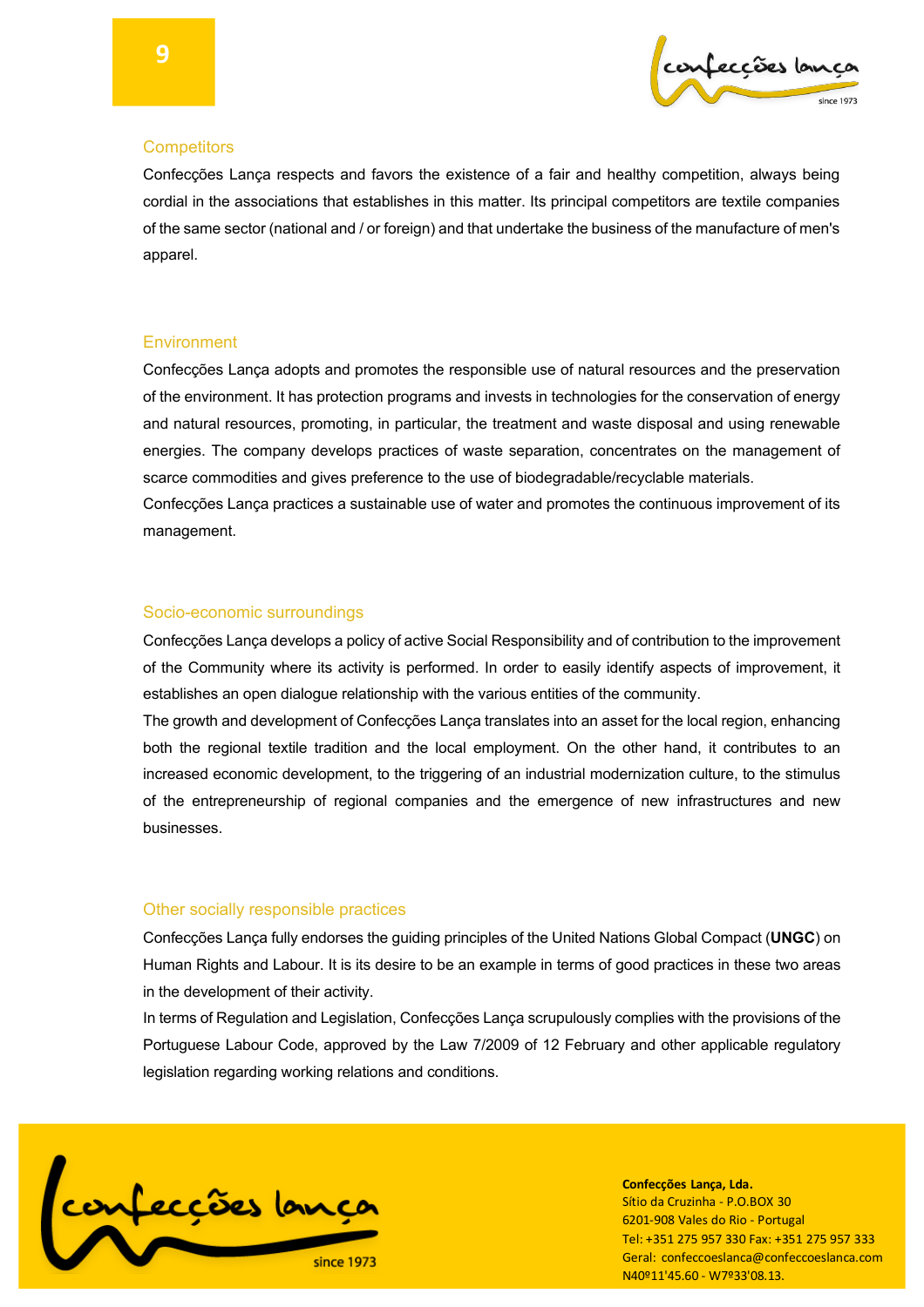## Competitors

Confecções Lança respects and favors the existence of a fair and healthy competition, always being cordial in the associations that establishes in this matter. Its principal competitors are textile companies of the same sector (national and / or foreign) and that undertake the business of the manufacture of men's apparel.

## Environment

Confecções Lança adopts and promotes the responsible use of natural resources and the preservation of the environment. It has protection programs and invests in technologies for the conservation of energy and natural resources, promoting, in particular, the treatment and waste disposal and using renewable energies. The company develops practices of waste separation, concentrates on the management of scarce commodities and gives preference to the use of biodegradable/recyclable materials.

Confecções Lança practices a sustainable use of water and promotes the continuous improvement of its management.

## Socio-economic surroundings

Confecções Lança develops a policy of active Social Responsibility and of contribution to the improvement of the Community where its activity is performed. In order to easily identify aspects of improvement, it establishes an open dialogue relationship with the various entities of the community.

The growth and development of Confecções Lança translates into an asset for the local region, enhancing both the regional textile tradition and the local employment. On the other hand, it contributes to an increased economic development, to the triggering of an industrial modernization culture, to the stimulus of the entrepreneurship of regional companies and the emergence of new infrastructures and new businesses.

## Other socially responsible practices

Confecções Lança fully endorses the guiding principles of the United Nations Global Compact (**UNGC**) on Human Rights and Labour. It is its desire to be an example in terms of good practices in these two areas in the development of their activity.

In terms of Regulation and Legislation, Confecções Lança scrupulously complies with the provisions of the Portuguese Labour Code, approved by the Law 7/2009 of 12 February and other applicable regulatory legislation regarding working relations and conditions.

**Confecções Lança, Lda.**
Sítio da Cruzinha - P.O.BOX 30
6201-908 Vales do Rio - Portugal
Tel: +351 275 957 330 Fax: +351 275 957 333
Geral: confeccoeslanca@confeccoeslanca.com
N40º11'45.60 - W7º33'08.13.